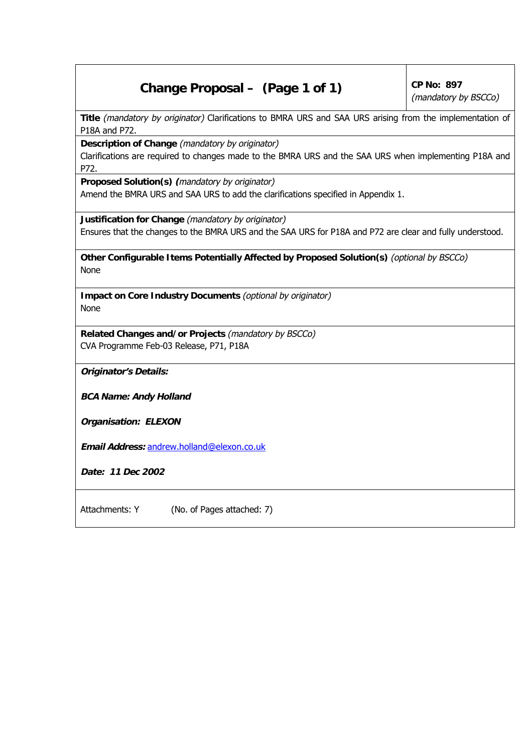# Change Proposal – (Page 1 of 1)

**CP No: 897**
*(mandatory by BSCCo)*

**Title** *(mandatory by originator)* Clarifications to BMRA URS and SAA URS arising from the implementation of P18A and P72.

**Description of Change** *(mandatory by originator)*
Clarifications are required to changes made to the BMRA URS and the SAA URS when implementing P18A and P72.

**Proposed Solution(s) *(****mandatory by originator)*
Amend the BMRA URS and SAA URS to add the clarifications specified in Appendix 1.

**Justification for Change** *(mandatory by originator)*
Ensures that the changes to the BMRA URS and the SAA URS for P18A and P72 are clear and fully understood.

**Other Configurable Items Potentially Affected by Proposed Solution(s)** *(optional by BSCCo)*
None

**Impact on Core Industry Documents** *(optional by originator)*
None

**Related Changes and/or Projects** *(mandatory by BSCCo)*
CVA Programme Feb-03 Release, P71, P18A

***Originator's Details:***

***BCA Name: Andy Holland***

***Organisation: ELEXON***

***Email Address:*** andrew.holland@elexon.co.uk

***Date: 11 Dec 2002***

Attachments: Y (No. of Pages attached: 7)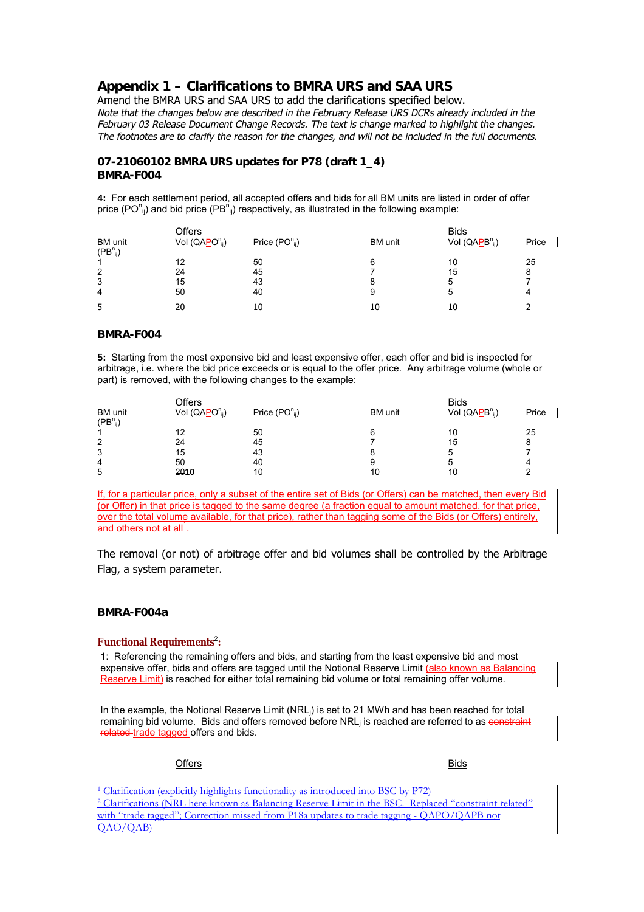## Appendix 1 – Clarifications to BMRA URS and SAA URS

Amend the BMRA URS and SAA URS to add the clarifications specified below.

*Note that the changes below are described in the February Release URS DCRs already included in the February 03 Release Document Change Records. The text is change marked to highlight the changes. The footnotes are to clarify the reason for the changes, and will not be included in the full documents.*

### 07-21060102 BMRA URS updates for P78 (draft 1_4)
### BMRA-F004

**4:** For each settlement period, all accepted offers and bids for all BM units are listed in order of offer price ($PO^n_{ij}$) and bid price ($PB^n_{ij}$) respectively, as illustrated in the following example:

| BM unit | Offers Vol ($QAPO^n_{ij}$) | Price ($PO^n_{ij}$) | BM unit | Bids Vol ($QAPB^n_{ij}$) | Price ($PB^n_{ij}$) |
|---|---|---|---|---|---|
| 1 | 12 | 50 | 6 | 10 | 25 |
| 2 | 24 | 45 | 7 | 15 | 8 |
| 3 | 15 | 43 | 8 | 5 | 7 |
| 4 | 50 | 40 | 9 | 5 | 4 |
| 5 | 20 | 10 | 10 | 10 | 2 |

### BMRA-F004

**5:** Starting from the most expensive bid and least expensive offer, each offer and bid is inspected for arbitrage, i.e. where the bid price exceeds or is equal to the offer price. Any arbitrage volume (whole or part) is removed, with the following changes to the example:

| BM unit | Offers Vol ($QAPO^n_{ij}$) | Price ($PO^n_{ij}$) | BM unit | Bids Vol ($QAPB^n_{ij}$) | Price ($PB^n_{ij}$) |
|---|---|---|---|---|---|
| 1 | 12 | 50 | ~~6~~ | ~~10~~ | ~~25~~ |
| 2 | 24 | 45 | 7 | 15 | 8 |
| 3 | 15 | 43 | 8 | 5 | 7 |
| 4 | 50 | 40 | 9 | 5 | 4 |
| 5 | ~~20~~10 | 10 | 10 | 10 | 2 |

If, for a particular price, only a subset of the entire set of Bids (or Offers) can be matched, then every Bid (or Offer) in that price is tagged to the same degree (a fraction equal to amount matched, for that price, over the total volume available, for that price), rather than tagging some of the Bids (or Offers) entirely, and others not at all[1].

The removal (or not) of arbitrage offer and bid volumes shall be controlled by the Arbitrage Flag, a system parameter.

### BMRA-F004a

#### Functional Requirements[2]:

1: Referencing the remaining offers and bids, and starting from the least expensive bid and most expensive offer, bids and offers are tagged until the Notional Reserve Limit (also known as Balancing Reserve Limit) is reached for either total remaining bid volume or total remaining offer volume.

In the example, the Notional Reserve Limit ($NRL_j$) is set to 21 MWh and has been reached for total remaining bid volume. Bids and offers removed before $NRL_j$ is reached are referred to as ~~constraint related~~ trade tagged offers and bids.

Offers Bids

---

[1] Clarification (explicitly highlights functionality as introduced into BSC by P72)

[2] Clarifications (NRL here known as Balancing Reserve Limit in the BSC. Replaced "constraint related" with "trade tagged"; Correction missed from P18a updates to trade tagging - QAPO/QAPB not QAO/QAB)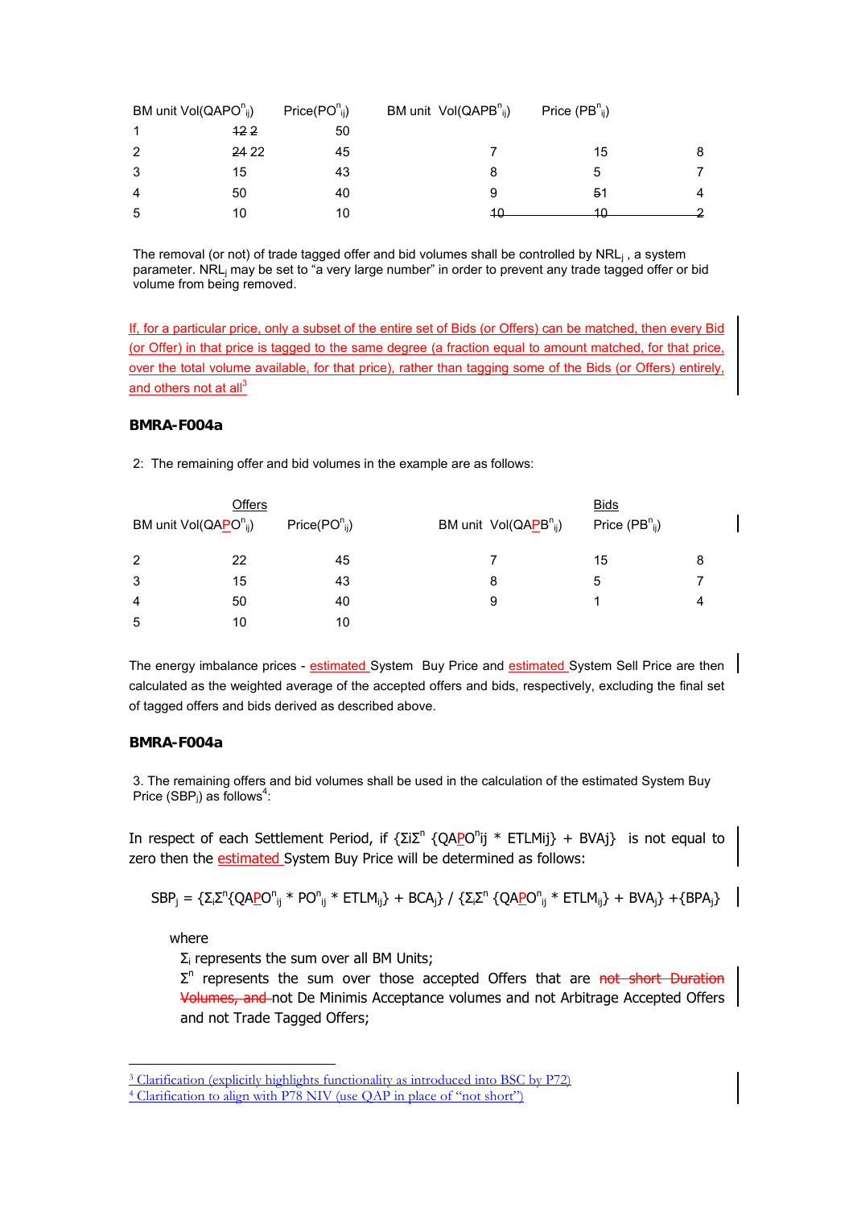| BM unit | Vol($QAPO^n_{ij}$) | Price($PO^n_{ij}$) | BM unit | Vol($QAPB^n_{ij}$) | Price ($PB^n_{ij}$) |
|---|---|---|---|---|---|
| 1 | ~~12~~ 2 | 50 | | | |
| 2 | ~~24~~ 22 | 45 | 7 | 15 | 8 |
| 3 | 15 | 43 | 8 | 5 | 7 |
| 4 | 50 | 40 | 9 | ~~5~~1 | 4 |
| 5 | 10 | 10 | ~~10~~ | ~~10~~ | ~~2~~ |

The removal (or not) of trade tagged offer and bid volumes shall be controlled by $NRL_j$, a system parameter. $NRL_j$ may be set to "a very large number" in order to prevent any trade tagged offer or bid volume from being removed.

If, for a particular price, only a subset of the entire set of Bids (or Offers) can be matched, then every Bid (or Offer) in that price is tagged to the same degree (a fraction equal to amount matched, for that price, over the total volume available, for that price), rather than tagging some of the Bids (or Offers) entirely, and others not at all[3]

**BMRA-F004a**

2: The remaining offer and bid volumes in the example are as follows:

| Offers | | | Bids | | |
|---|---|---|---|---|---|
| BM unit | Vol($QAPO^n_{ij}$) | Price($PO^n_{ij}$) | BM unit | Vol($QAPB^n_{ij}$) | Price ($PB^n_{ij}$) |
| 2 | 22 | 45 | 7 | 15 | 8 |
| 3 | 15 | 43 | 8 | 5 | 7 |
| 4 | 50 | 40 | 9 | 1 | 4 |
| 5 | 10 | 10 | | | |

The energy imbalance prices - estimated System Buy Price and estimated System Sell Price are then calculated as the weighted average of the accepted offers and bids, respectively, excluding the final set of tagged offers and bids derived as described above.

**BMRA-F004a**

3. The remaining offers and bid volumes shall be used in the calculation of the estimated System Buy Price ($SBP_j$) as follows[4]:

In respect of each Settlement Period, if $\{\Sigma_i\Sigma^n \{QAPO^n_{ij} * ETLM_{ij}\} + BVA_j\}$ is not equal to zero then the estimated System Buy Price will be determined as follows:

$$SBP_j = \{\Sigma_i\Sigma^n\{QAPO^n_{ij} * PO^n_{ij} * ETLM_{ij}\} + BCA_j\} / \{\Sigma_i\Sigma^n \{QAPO^n_{ij} * ETLM_{ij}\} + BVA_j\} + \{BPA_j\}$$

where

$\Sigma_i$ represents the sum over all BM Units;

$\Sigma^n$ represents the sum over those accepted Offers that are ~~not short Duration Volumes, and~~ not De Minimis Acceptance volumes and not Arbitrage Accepted Offers and not Trade Tagged Offers;

---

[3] Clarification (explicitly highlights functionality as introduced into BSC by P72)

[4] Clarification to align with P78 NIV (use QAP in place of "not short")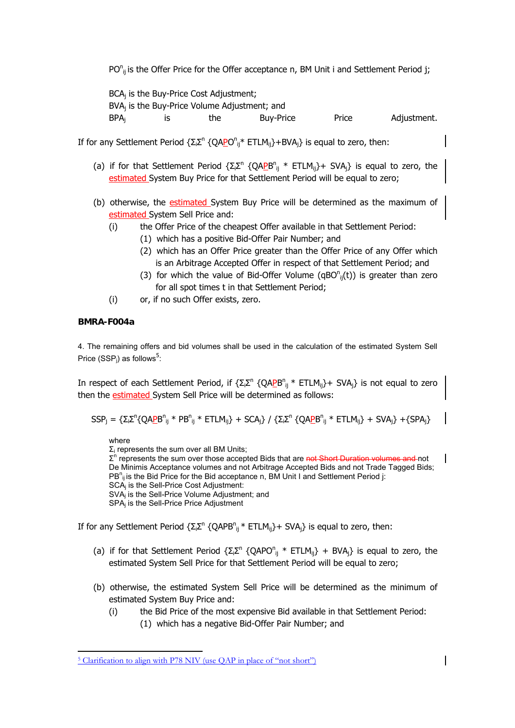$PO^n_{ij}$ is the Offer Price for the Offer acceptance n, BM Unit i and Settlement Period j;

$BCA_j$ is the Buy-Price Cost Adjustment;
$BVA_j$ is the Buy-Price Volume Adjustment; and
$BPA_j$ is the Buy-Price Price Adjustment.

If for any Settlement Period $\{\Sigma_i\Sigma^n \{QAPO^n_{ij} * ETLM_{ij}\}+BVA_j\}$ is equal to zero, then:

(a) if for that Settlement Period $\{\Sigma_i\Sigma^n \{QAPB^n_{ij} * ETLM_{ij}\}+ SVA_j\}$ is equal to zero, the estimated System Buy Price for that Settlement Period will be equal to zero;

(b) otherwise, the estimated System Buy Price will be determined as the maximum of estimated System Sell Price and:

  (i) the Offer Price of the cheapest Offer available in that Settlement Period:
    (1) which has a positive Bid-Offer Pair Number; and
    (2) which has an Offer Price greater than the Offer Price of any Offer which is an Arbitrage Accepted Offer in respect of that Settlement Period; and
    (3) for which the value of Bid-Offer Volume ($qBO^n_{ij}(t)$) is greater than zero for all spot times t in that Settlement Period;

  (i) or, if no such Offer exists, zero.

**BMRA-F004a**

4. The remaining offers and bid volumes shall be used in the calculation of the estimated System Sell Price ($SSP_j$) as follows[5]:

In respect of each Settlement Period, if $\{\Sigma_i\Sigma^n \{QAPB^n_{ij} * ETLM_{ij}\}+ SVA_j\}$ is not equal to zero then the estimated System Sell Price will be determined as follows:

$$SSP_j = \{\Sigma_i\Sigma^n\{QAPB^n_{ij} * PB^n_{ij} * ETLM_{ij}\} + SCA_j\} / \{\Sigma_i\Sigma^n \{QAPB^n_{ij} * ETLM_{ij}\} + SVA_j\} +\{SPA_j\}$$

where
$\Sigma_i$ represents the sum over all BM Units;
$\Sigma^n$ represents the sum over those accepted Bids that are ~~not Short Duration volumes and~~ not De Minimis Acceptance volumes and not Arbitrage Accepted Bids and not Trade Tagged Bids;
$PB^n_{ij}$ is the Bid Price for the Bid acceptance n, BM Unit I and Settlement Period j:
$SCA_j$ is the Sell-Price Cost Adjustment:
$SVA_j$ is the Sell-Price Volume Adjustment; and
$SPA_j$ is the Sell-Price Price Adjustment

If for any Settlement Period $\{\Sigma_i\Sigma^n \{QAPB^n_{ij} * ETLM_{ij}\}+ SVA_j\}$ is equal to zero, then:

(a) if for that Settlement Period $\{\Sigma_i\Sigma^n \{QAPO^n_{ij} * ETLM_{ij}\} + BVA_j\}$ is equal to zero, the estimated System Sell Price for that Settlement Period will be equal to zero;

(b) otherwise, the estimated System Sell Price will be determined as the minimum of estimated System Buy Price and:

  (i) the Bid Price of the most expensive Bid available in that Settlement Period:
    (1) which has a negative Bid-Offer Pair Number; and

[5] Clarification to align with P78 NIV (use QAP in place of "not short")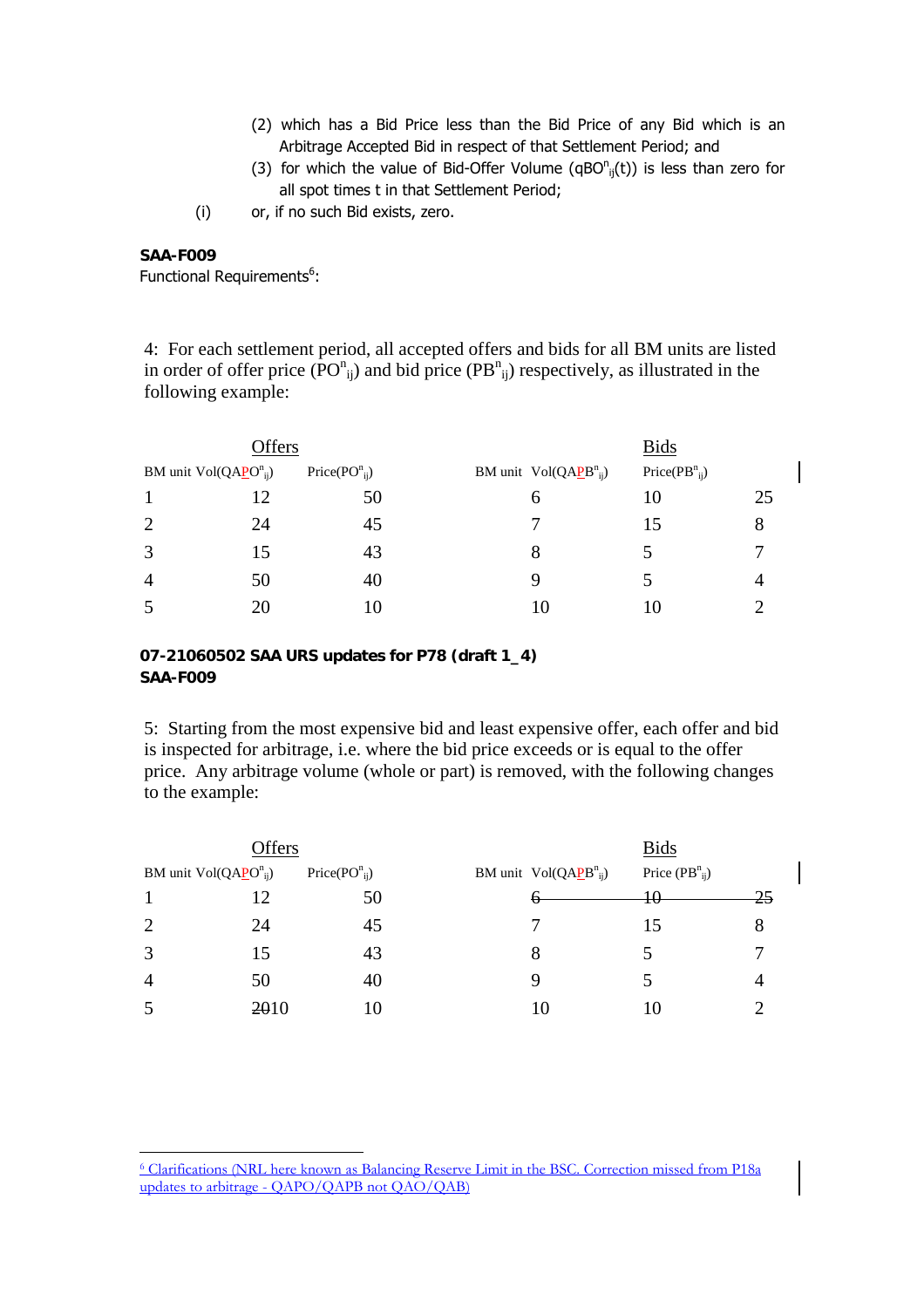(2) which has a Bid Price less than the Bid Price of any Bid which is an Arbitrage Accepted Bid in respect of that Settlement Period; and

(3) for which the value of Bid-Offer Volume ($qBO^n_{ij}(t)$) is less than zero for all spot times t in that Settlement Period;

(i) or, if no such Bid exists, zero.

**SAA-F009**

Functional Requirements[6]:

4: For each settlement period, all accepted offers and bids for all BM units are listed in order of offer price ($PO^n_{ij}$) and bid price ($PB^n_{ij}$) respectively, as illustrated in the following example:

| Offers | | | Bids | | |
|---|---|---|---|---|---|
| BM unit | Vol($QAPO^n_{ij}$) | Price($PO^n_{ij}$) | BM unit | Vol($QAPB^n_{ij}$) | Price($PB^n_{ij}$) |
| 1 | 12 | 50 | 6 | 10 | 25 |
| 2 | 24 | 45 | 7 | 15 | 8 |
| 3 | 15 | 43 | 8 | 5 | 7 |
| 4 | 50 | 40 | 9 | 5 | 4 |
| 5 | 20 | 10 | 10 | 10 | 2 |

**07-21060502 SAA URS updates for P78 (draft 1_4)**
**SAA-F009**

5: Starting from the most expensive bid and least expensive offer, each offer and bid is inspected for arbitrage, i.e. where the bid price exceeds or is equal to the offer price. Any arbitrage volume (whole or part) is removed, with the following changes to the example:

| Offers | | | Bids | | |
|---|---|---|---|---|---|
| BM unit | Vol($QAPO^n_{ij}$) | Price($PO^n_{ij}$) | BM unit | Vol($QAPB^n_{ij}$) | Price ($PB^n_{ij}$) |
| 1 | 12 | 50 | ~~6~~ | ~~10~~ | ~~25~~ |
| 2 | 24 | 45 | 7 | 15 | 8 |
| 3 | 15 | 43 | 8 | 5 | 7 |
| 4 | 50 | 40 | 9 | 5 | 4 |
| 5 | ~~20~~10 | 10 | 10 | 10 | 2 |

[6] Clarifications (NRL here known as Balancing Reserve Limit in the BSC. Correction missed from P18a updates to arbitrage - QAPO/QAPB not QAO/QAB)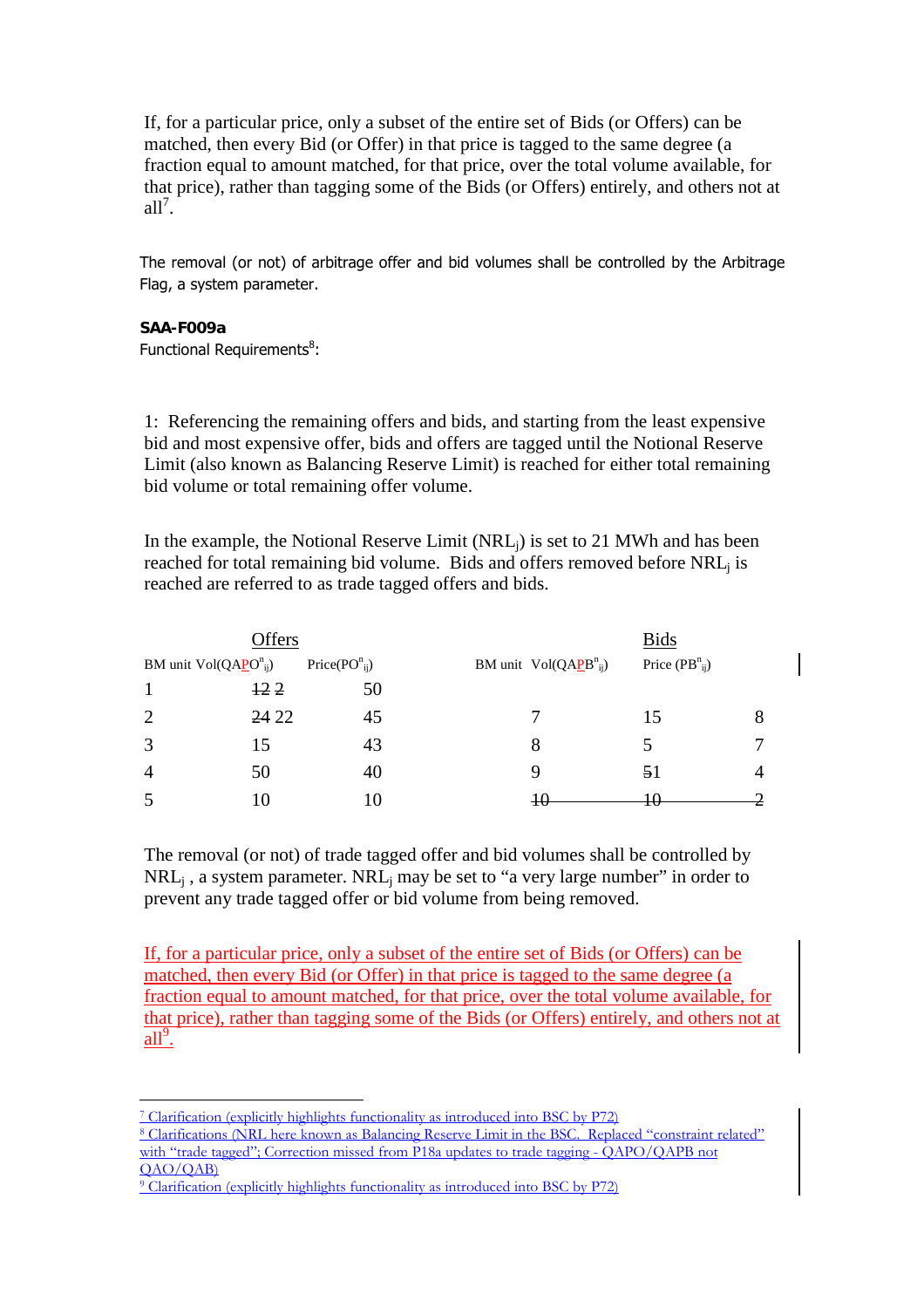If, for a particular price, only a subset of the entire set of Bids (or Offers) can be matched, then every Bid (or Offer) in that price is tagged to the same degree (a fraction equal to amount matched, for that price, over the total volume available, for that price), rather than tagging some of the Bids (or Offers) entirely, and others not at all[7].

The removal (or not) of arbitrage offer and bid volumes shall be controlled by the Arbitrage Flag, a system parameter.

**SAA-F009a**

Functional Requirements[8]:

1: Referencing the remaining offers and bids, and starting from the least expensive bid and most expensive offer, bids and offers are tagged until the Notional Reserve Limit (also known as Balancing Reserve Limit) is reached for either total remaining bid volume or total remaining offer volume.

In the example, the Notional Reserve Limit ($NRL_j$) is set to 21 MWh and has been reached for total remaining bid volume. Bids and offers removed before $NRL_j$ is reached are referred to as trade tagged offers and bids.

| Offers | | | Bids | | |
|---|---|---|---|---|---|
| BM unit | Vol($QAPO^n_{ij}$) | Price($PO^n_{ij}$) | BM unit | Vol($QAPB^n_{ij}$) | Price ($PB^n_{ij}$) |
| 1 | ~~12~~ ~~2~~ | 50 | | | |
| 2 | ~~24~~ 22 | 45 | 7 | 15 | 8 |
| 3 | 15 | 43 | 8 | 5 | 7 |
| 4 | 50 | 40 | 9 | ~~5~~1 | 4 |
| 5 | 10 | 10 | ~~10~~ | ~~10~~ | ~~2~~ |

The removal (or not) of trade tagged offer and bid volumes shall be controlled by $NRL_j$ , a system parameter. $NRL_j$ may be set to "a very large number" in order to prevent any trade tagged offer or bid volume from being removed.

If, for a particular price, only a subset of the entire set of Bids (or Offers) can be matched, then every Bid (or Offer) in that price is tagged to the same degree (a fraction equal to amount matched, for that price, over the total volume available, for that price), rather than tagging some of the Bids (or Offers) entirely, and others not at all[9].

---

[7] Clarification (explicitly highlights functionality as introduced into BSC by P72)

[8] Clarifications (NRL here known as Balancing Reserve Limit in the BSC. Replaced "constraint related" with "trade tagged"; Correction missed from P18a updates to trade tagging - QAPO/QAPB not QAO/QAB)

[9] Clarification (explicitly highlights functionality as introduced into BSC by P72)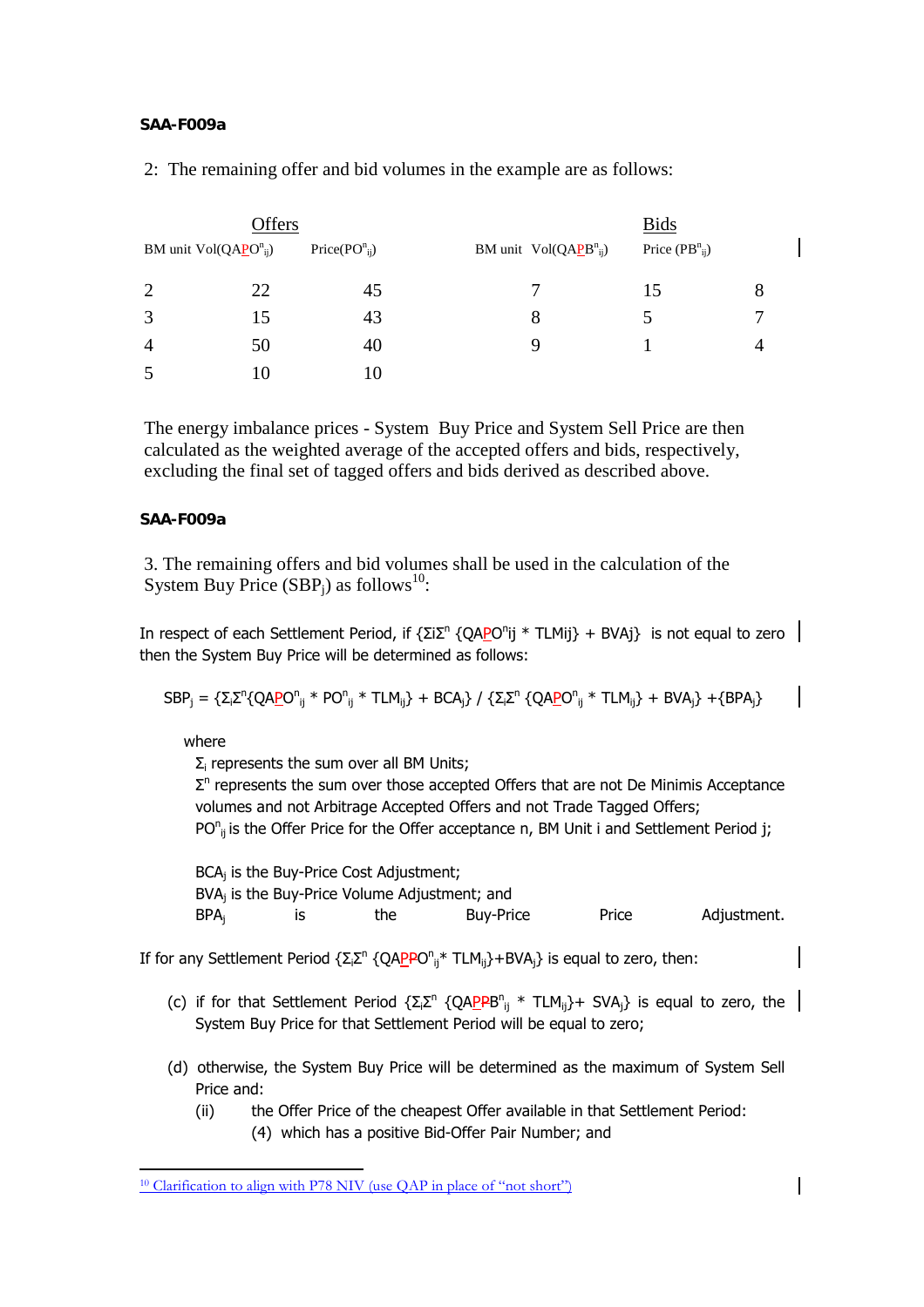**SAA-F009a**

2: The remaining offer and bid volumes in the example are as follows:

| Offers | | | Bids | | |
|---|---|---|---|---|---|
| BM unit | Vol($QAPO^n_{ij}$) | Price($PO^n_{ij}$) | BM unit | Vol($QAPB^n_{ij}$) | Price ($PB^n_{ij}$) |
| 2 | 22 | 45 | 7 | 15 | 8 |
| 3 | 15 | 43 | 8 | 5 | 7 |
| 4 | 50 | 40 | 9 | 1 | 4 |
| 5 | 10 | 10 | | | |

The energy imbalance prices - System Buy Price and System Sell Price are then calculated as the weighted average of the accepted offers and bids, respectively, excluding the final set of tagged offers and bids derived as described above.

**SAA-F009a**

3. The remaining offers and bid volumes shall be used in the calculation of the System Buy Price ($SBP_j$) as follows[10]:

In respect of each Settlement Period, if $\{\Sigma_i\Sigma^n \{QAPO^n_{ij} * TLM_{ij}\} + BVA_j\}$ is not equal to zero then the System Buy Price will be determined as follows:

$$SBP_j = \{\Sigma_i\Sigma^n\{QAPO^n_{ij} * PO^n_{ij} * TLM_{ij}\} + BCA_j\} / \{\Sigma_i\Sigma^n \{QAPO^n_{ij} * TLM_{ij}\} + BVA_j\} + \{BPA_j\}$$

where

$\Sigma_i$ represents the sum over all BM Units;

$\Sigma^n$ represents the sum over those accepted Offers that are not De Minimis Acceptance volumes and not Arbitrage Accepted Offers and not Trade Tagged Offers;

$PO^n_{ij}$ is the Offer Price for the Offer acceptance n, BM Unit i and Settlement Period j;

$BCA_j$ is the Buy-Price Cost Adjustment;

$BVA_j$ is the Buy-Price Volume Adjustment; and

$BPA_j$ is the Buy-Price Price Adjustment.

If for any Settlement Period $\{\Sigma_i\Sigma^n \{QAPO^n_{ij} * TLM_{ij}\} + BVA_j\}$ is equal to zero, then:

(c) if for that Settlement Period $\{\Sigma_i\Sigma^n \{QAPB^n_{ij} * TLM_{ij}\} + SVA_j\}$ is equal to zero, the System Buy Price for that Settlement Period will be equal to zero;

(d) otherwise, the System Buy Price will be determined as the maximum of System Sell Price and:

(ii) the Offer Price of the cheapest Offer available in that Settlement Period:

(4) which has a positive Bid-Offer Pair Number; and

[10] Clarification to align with P78 NIV (use QAP in place of "not short")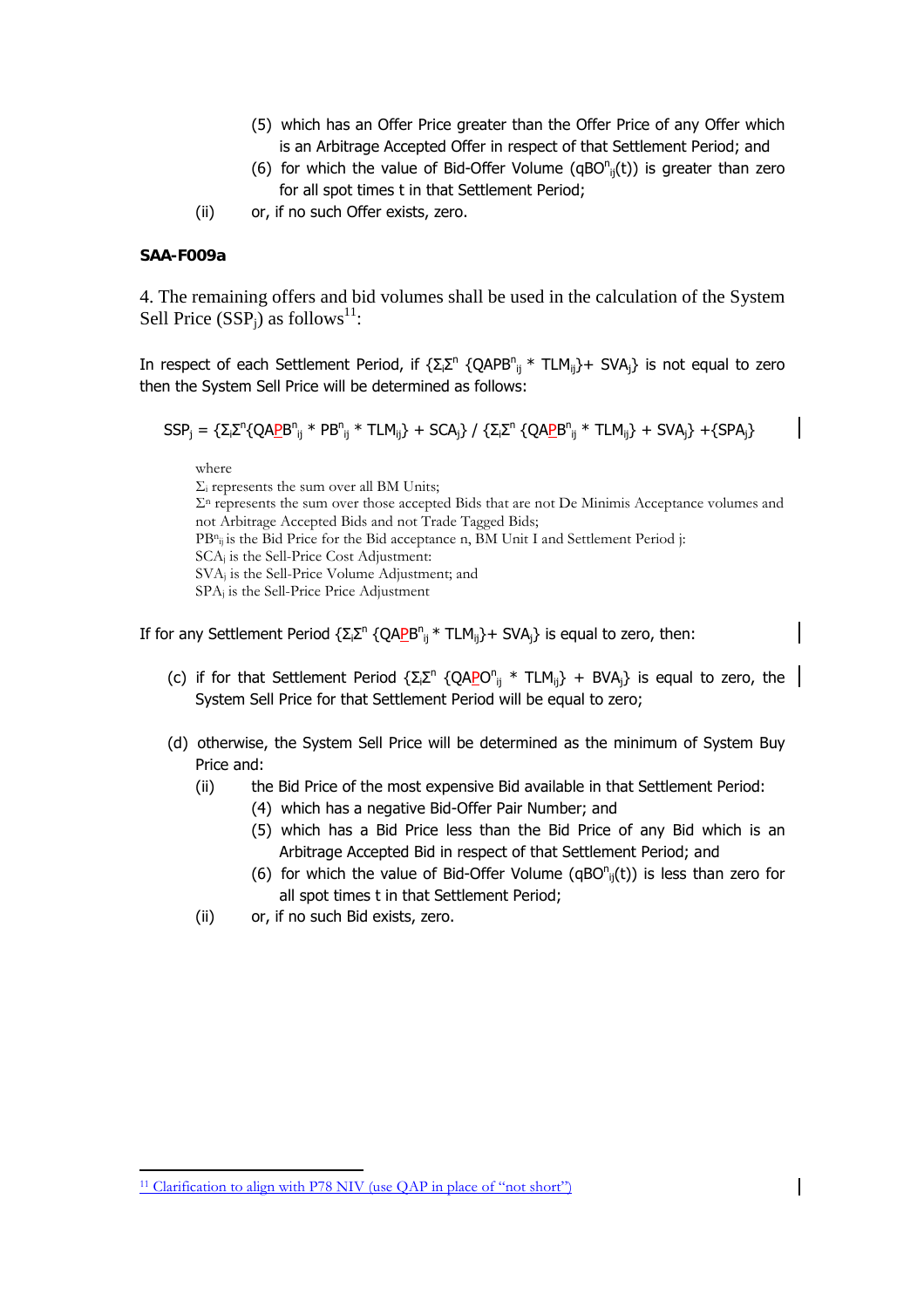(5) which has an Offer Price greater than the Offer Price of any Offer which is an Arbitrage Accepted Offer in respect of that Settlement Period; and

(6) for which the value of Bid-Offer Volume ($qBO^n_{ij}(t)$) is greater than zero for all spot times t in that Settlement Period;

(ii) or, if no such Offer exists, zero.

**SAA-F009a**

4. The remaining offers and bid volumes shall be used in the calculation of the System Sell Price ($SSP_j$) as follows[11]:

In respect of each Settlement Period, if $\{\Sigma_i\Sigma^n \{QAPB^n_{ij} * TLM_{ij}\} + SVA_j\}$ is not equal to zero then the System Sell Price will be determined as follows:

$$SSP_j = \{\Sigma_i\Sigma^n\{QAPB^n_{ij} * PB^n_{ij} * TLM_{ij}\} + SCA_j\} / \{\Sigma_i\Sigma^n \{QAPB^n_{ij} * TLM_{ij}\} + SVA_j\} + \{SPA_j\}$$

where

$\Sigma_i$ represents the sum over all BM Units;

$\Sigma^n$ represents the sum over those accepted Bids that are not De Minimis Acceptance volumes and not Arbitrage Accepted Bids and not Trade Tagged Bids;

$PB^n_{ij}$ is the Bid Price for the Bid acceptance n, BM Unit I and Settlement Period j:

$SCA_j$ is the Sell-Price Cost Adjustment:

$SVA_j$ is the Sell-Price Volume Adjustment; and

$SPA_j$ is the Sell-Price Price Adjustment

If for any Settlement Period $\{\Sigma_i\Sigma^n \{QAPB^n_{ij} * TLM_{ij}\} + SVA_j\}$ is equal to zero, then:

(c) if for that Settlement Period $\{\Sigma_i\Sigma^n \{QAPO^n_{ij} * TLM_{ij}\} + BVA_j\}$ is equal to zero, the System Sell Price for that Settlement Period will be equal to zero;

(d) otherwise, the System Sell Price will be determined as the minimum of System Buy Price and:

(ii) the Bid Price of the most expensive Bid available in that Settlement Period:

(4) which has a negative Bid-Offer Pair Number; and

(5) which has a Bid Price less than the Bid Price of any Bid which is an Arbitrage Accepted Bid in respect of that Settlement Period; and

(6) for which the value of Bid-Offer Volume ($qBO^n_{ij}(t)$) is less than zero for all spot times t in that Settlement Period;

(ii) or, if no such Bid exists, zero.

[11] Clarification to align with P78 NIV (use QAP in place of "not short")